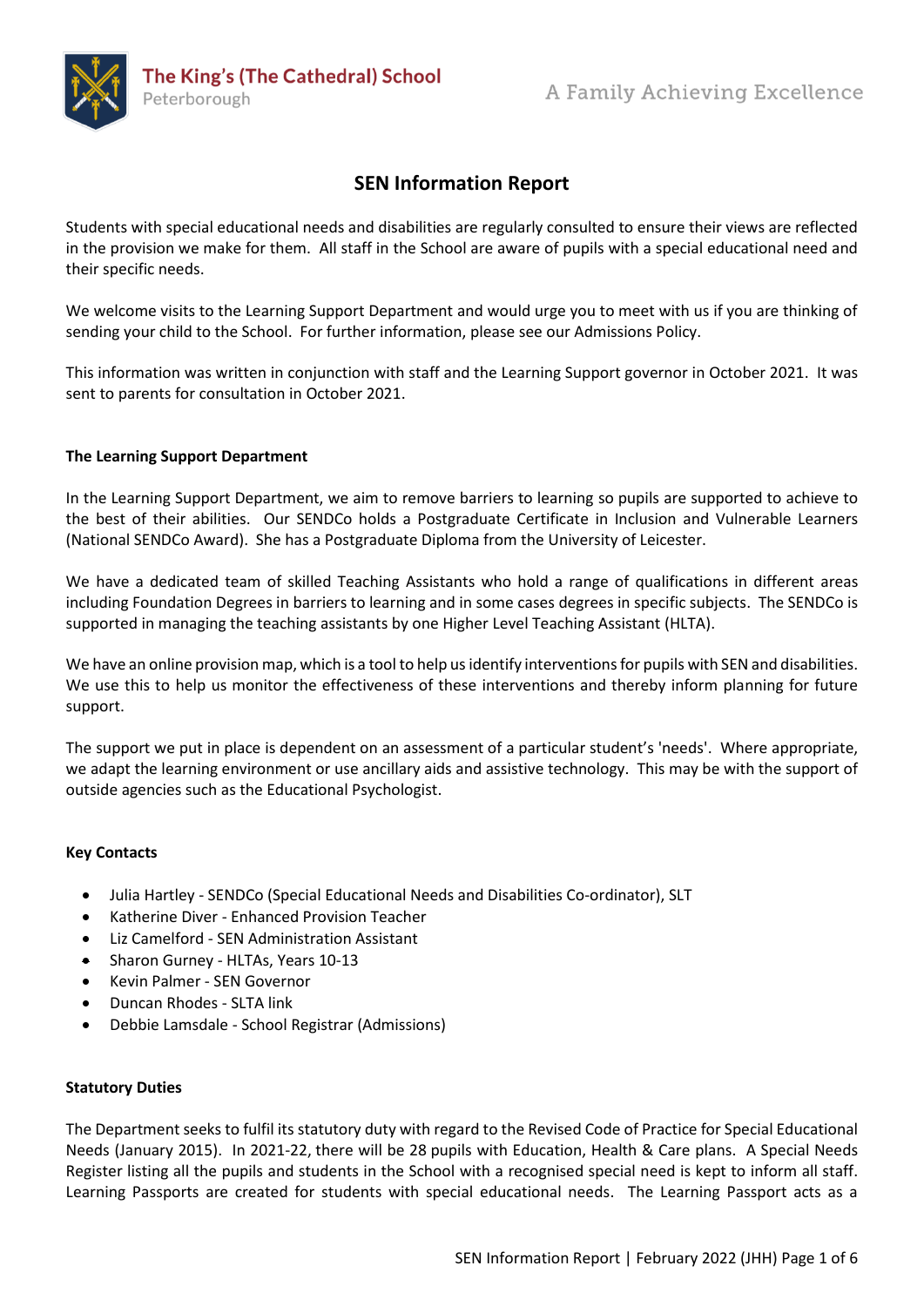The King's (The Cathedral) School
Peterborough

A Family Achieving Excellence

# SEN Information Report

Students with special educational needs and disabilities are regularly consulted to ensure their views are reflected in the provision we make for them. All staff in the School are aware of pupils with a special educational need and their specific needs.

We welcome visits to the Learning Support Department and would urge you to meet with us if you are thinking of sending your child to the School. For further information, please see our Admissions Policy.

This information was written in conjunction with staff and the Learning Support governor in October 2021. It was sent to parents for consultation in October 2021.

**The Learning Support Department**

In the Learning Support Department, we aim to remove barriers to learning so pupils are supported to achieve to the best of their abilities. Our SENDCo holds a Postgraduate Certificate in Inclusion and Vulnerable Learners (National SENDCo Award). She has a Postgraduate Diploma from the University of Leicester.

We have a dedicated team of skilled Teaching Assistants who hold a range of qualifications in different areas including Foundation Degrees in barriers to learning and in some cases degrees in specific subjects. The SENDCo is supported in managing the teaching assistants by one Higher Level Teaching Assistant (HLTA).

We have an online provision map, which is a tool to help us identify interventions for pupils with SEN and disabilities. We use this to help us monitor the effectiveness of these interventions and thereby inform planning for future support.

The support we put in place is dependent on an assessment of a particular student's 'needs'. Where appropriate, we adapt the learning environment or use ancillary aids and assistive technology. This may be with the support of outside agencies such as the Educational Psychologist.

**Key Contacts**

- Julia Hartley - SENDCo (Special Educational Needs and Disabilities Co-ordinator), SLT
- Katherine Diver - Enhanced Provision Teacher
- Liz Camelford - SEN Administration Assistant
- Sharon Gurney - HLTAs, Years 10-13
- Kevin Palmer - SEN Governor
- Duncan Rhodes - SLTA link
- Debbie Lamsdale - School Registrar (Admissions)

**Statutory Duties**

The Department seeks to fulfil its statutory duty with regard to the Revised Code of Practice for Special Educational Needs (January 2015). In 2021-22, there will be 28 pupils with Education, Health & Care plans. A Special Needs Register listing all the pupils and students in the School with a recognised special need is kept to inform all staff. Learning Passports are created for students with special educational needs. The Learning Passport acts as a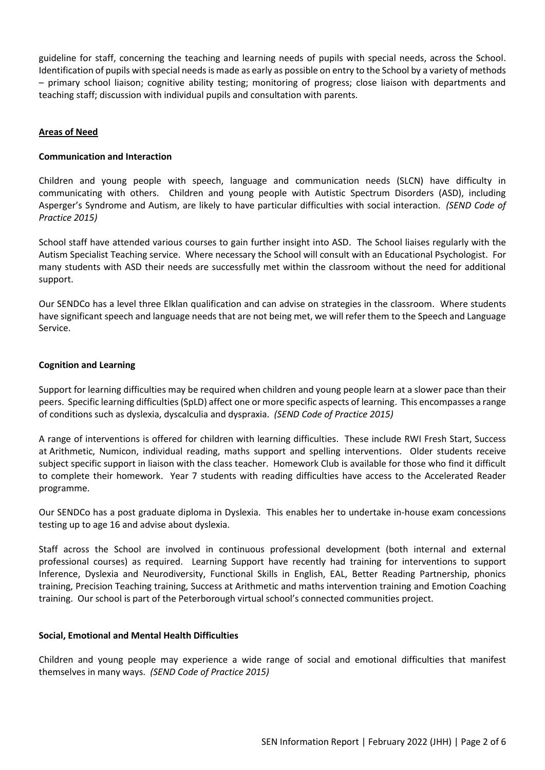guideline for staff, concerning the teaching and learning needs of pupils with special needs, across the School. Identification of pupils with special needs is made as early as possible on entry to the School by a variety of methods – primary school liaison; cognitive ability testing; monitoring of progress; close liaison with departments and teaching staff; discussion with individual pupils and consultation with parents.

## Areas of Need

### Communication and Interaction

Children and young people with speech, language and communication needs (SLCN) have difficulty in communicating with others. Children and young people with Autistic Spectrum Disorders (ASD), including Asperger's Syndrome and Autism, are likely to have particular difficulties with social interaction. *(SEND Code of Practice 2015)*

School staff have attended various courses to gain further insight into ASD. The School liaises regularly with the Autism Specialist Teaching service. Where necessary the School will consult with an Educational Psychologist. For many students with ASD their needs are successfully met within the classroom without the need for additional support.

Our SENDCo has a level three Elklan qualification and can advise on strategies in the classroom. Where students have significant speech and language needs that are not being met, we will refer them to the Speech and Language Service.

### Cognition and Learning

Support for learning difficulties may be required when children and young people learn at a slower pace than their peers. Specific learning difficulties (SpLD) affect one or more specific aspects of learning. This encompasses a range of conditions such as dyslexia, dyscalculia and dyspraxia. *(SEND Code of Practice 2015)*

A range of interventions is offered for children with learning difficulties. These include RWI Fresh Start, Success at Arithmetic, Numicon, individual reading, maths support and spelling interventions. Older students receive subject specific support in liaison with the class teacher. Homework Club is available for those who find it difficult to complete their homework. Year 7 students with reading difficulties have access to the Accelerated Reader programme.

Our SENDCo has a post graduate diploma in Dyslexia. This enables her to undertake in-house exam concessions testing up to age 16 and advise about dyslexia.

Staff across the School are involved in continuous professional development (both internal and external professional courses) as required. Learning Support have recently had training for interventions to support Inference, Dyslexia and Neurodiversity, Functional Skills in English, EAL, Better Reading Partnership, phonics training, Precision Teaching training, Success at Arithmetic and maths intervention training and Emotion Coaching training. Our school is part of the Peterborough virtual school's connected communities project.

### Social, Emotional and Mental Health Difficulties

Children and young people may experience a wide range of social and emotional difficulties that manifest themselves in many ways. *(SEND Code of Practice 2015)*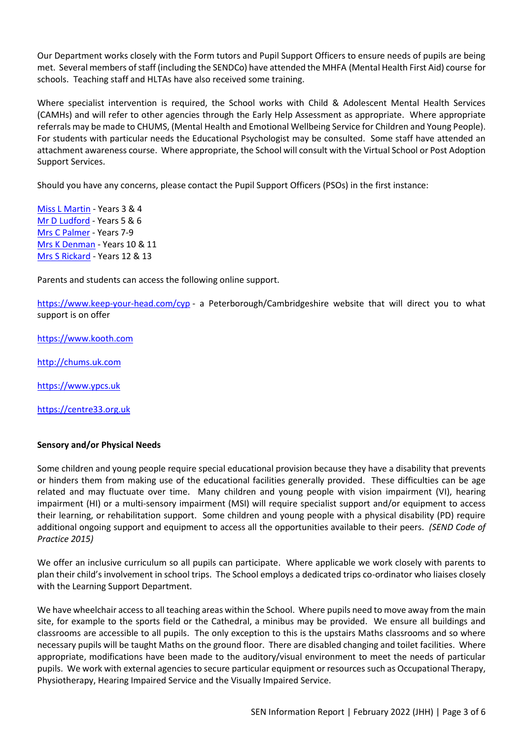Our Department works closely with the Form tutors and Pupil Support Officers to ensure needs of pupils are being met. Several members of staff (including the SENDCo) have attended the MHFA (Mental Health First Aid) course for schools. Teaching staff and HLTAs have also received some training.

Where specialist intervention is required, the School works with Child & Adolescent Mental Health Services (CAMHs) and will refer to other agencies through the Early Help Assessment as appropriate. Where appropriate referrals may be made to CHUMS, (Mental Health and Emotional Wellbeing Service for Children and Young People). For students with particular needs the Educational Psychologist may be consulted. Some staff have attended an attachment awareness course. Where appropriate, the School will consult with the Virtual School or Post Adoption Support Services.

Should you have any concerns, please contact the Pupil Support Officers (PSOs) in the first instance:

Miss L Martin - Years 3 & 4
Mr D Ludford - Years 5 & 6
Mrs C Palmer - Years 7-9
Mrs K Denman - Years 10 & 11
Mrs S Rickard - Years 12 & 13

Parents and students can access the following online support.

https://www.keep-your-head.com/cyp - a Peterborough/Cambridgeshire website that will direct you to what support is on offer

https://www.kooth.com

http://chums.uk.com

https://www.ypcs.uk

https://centre33.org.uk

**Sensory and/or Physical Needs**

Some children and young people require special educational provision because they have a disability that prevents or hinders them from making use of the educational facilities generally provided. These difficulties can be age related and may fluctuate over time. Many children and young people with vision impairment (VI), hearing impairment (HI) or a multi-sensory impairment (MSI) will require specialist support and/or equipment to access their learning, or rehabilitation support. Some children and young people with a physical disability (PD) require additional ongoing support and equipment to access all the opportunities available to their peers. *(SEND Code of Practice 2015)*

We offer an inclusive curriculum so all pupils can participate. Where applicable we work closely with parents to plan their child's involvement in school trips. The School employs a dedicated trips co-ordinator who liaises closely with the Learning Support Department.

We have wheelchair access to all teaching areas within the School. Where pupils need to move away from the main site, for example to the sports field or the Cathedral, a minibus may be provided. We ensure all buildings and classrooms are accessible to all pupils. The only exception to this is the upstairs Maths classrooms and so where necessary pupils will be taught Maths on the ground floor. There are disabled changing and toilet facilities. Where appropriate, modifications have been made to the auditory/visual environment to meet the needs of particular pupils. We work with external agencies to secure particular equipment or resources such as Occupational Therapy, Physiotherapy, Hearing Impaired Service and the Visually Impaired Service.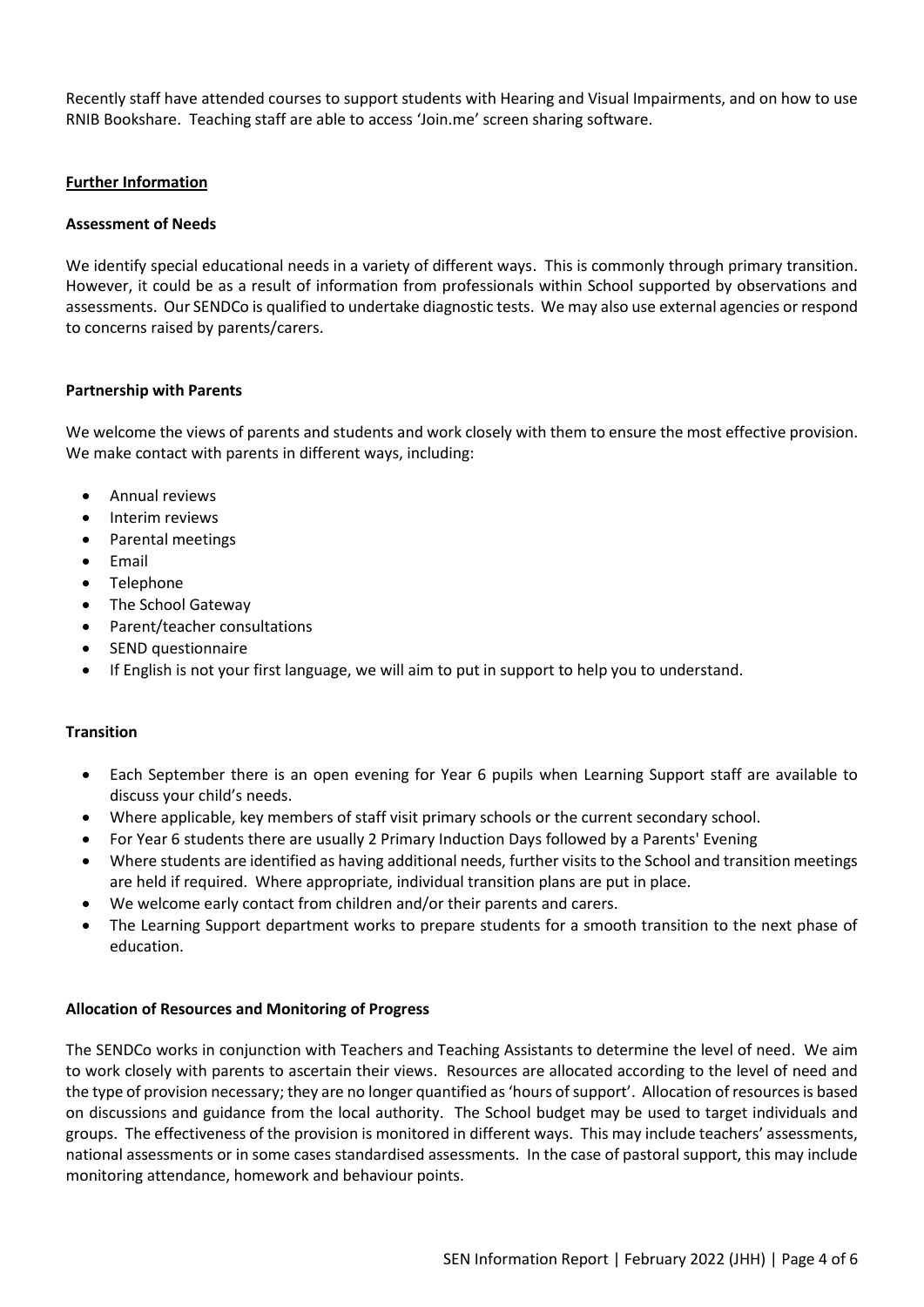Recently staff have attended courses to support students with Hearing and Visual Impairments, and on how to use RNIB Bookshare. Teaching staff are able to access 'Join.me' screen sharing software.

## Further Information

### Assessment of Needs

We identify special educational needs in a variety of different ways. This is commonly through primary transition. However, it could be as a result of information from professionals within School supported by observations and assessments. Our SENDCo is qualified to undertake diagnostic tests. We may also use external agencies or respond to concerns raised by parents/carers.

### Partnership with Parents

We welcome the views of parents and students and work closely with them to ensure the most effective provision. We make contact with parents in different ways, including:

- Annual reviews
- Interim reviews
- Parental meetings
- Email
- Telephone
- The School Gateway
- Parent/teacher consultations
- SEND questionnaire
- If English is not your first language, we will aim to put in support to help you to understand.

### Transition

- Each September there is an open evening for Year 6 pupils when Learning Support staff are available to discuss your child's needs.
- Where applicable, key members of staff visit primary schools or the current secondary school.
- For Year 6 students there are usually 2 Primary Induction Days followed by a Parents' Evening
- Where students are identified as having additional needs, further visits to the School and transition meetings are held if required. Where appropriate, individual transition plans are put in place.
- We welcome early contact from children and/or their parents and carers.
- The Learning Support department works to prepare students for a smooth transition to the next phase of education.

### Allocation of Resources and Monitoring of Progress

The SENDCo works in conjunction with Teachers and Teaching Assistants to determine the level of need. We aim to work closely with parents to ascertain their views. Resources are allocated according to the level of need and the type of provision necessary; they are no longer quantified as 'hours of support'. Allocation of resources is based on discussions and guidance from the local authority. The School budget may be used to target individuals and groups. The effectiveness of the provision is monitored in different ways. This may include teachers' assessments, national assessments or in some cases standardised assessments. In the case of pastoral support, this may include monitoring attendance, homework and behaviour points.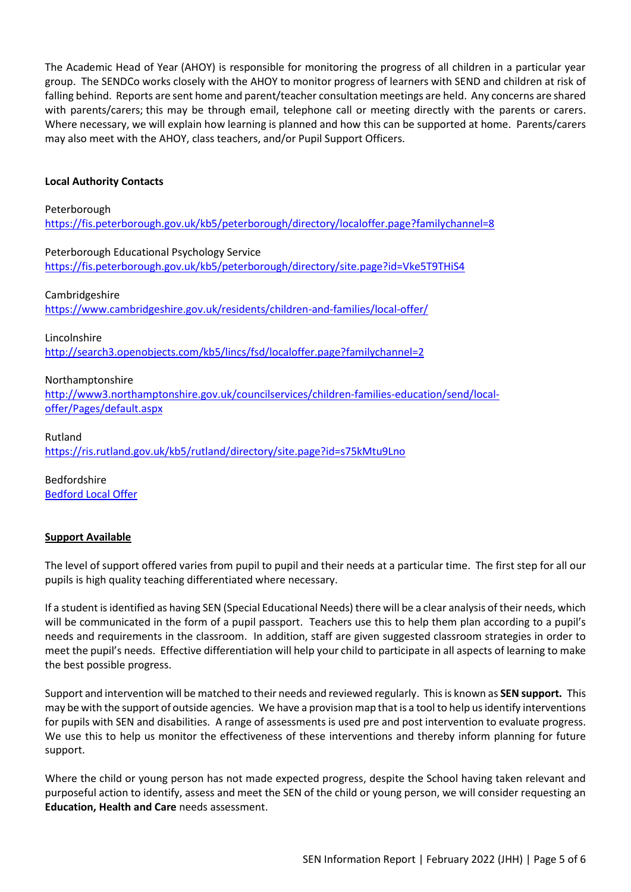The Academic Head of Year (AHOY) is responsible for monitoring the progress of all children in a particular year group. The SENDCo works closely with the AHOY to monitor progress of learners with SEND and children at risk of falling behind. Reports are sent home and parent/teacher consultation meetings are held. Any concerns are shared with parents/carers; this may be through email, telephone call or meeting directly with the parents or carers. Where necessary, we will explain how learning is planned and how this can be supported at home. Parents/carers may also meet with the AHOY, class teachers, and/or Pupil Support Officers.

**Local Authority Contacts**

Peterborough
https://fis.peterborough.gov.uk/kb5/peterborough/directory/localoffer.page?familychannel=8

Peterborough Educational Psychology Service
https://fis.peterborough.gov.uk/kb5/peterborough/directory/site.page?id=Vke5T9THiS4

Cambridgeshire
https://www.cambridgeshire.gov.uk/residents/children-and-families/local-offer/

Lincolnshire
http://search3.openobjects.com/kb5/lincs/fsd/localoffer.page?familychannel=2

Northamptonshire
http://www3.northamptonshire.gov.uk/councilservices/children-families-education/send/local-offer/Pages/default.aspx

Rutland
https://ris.rutland.gov.uk/kb5/rutland/directory/site.page?id=s75kMtu9Lno

Bedfordshire
Bedford Local Offer

**Support Available**

The level of support offered varies from pupil to pupil and their needs at a particular time. The first step for all our pupils is high quality teaching differentiated where necessary.

If a student is identified as having SEN (Special Educational Needs) there will be a clear analysis of their needs, which will be communicated in the form of a pupil passport. Teachers use this to help them plan according to a pupil's needs and requirements in the classroom. In addition, staff are given suggested classroom strategies in order to meet the pupil's needs. Effective differentiation will help your child to participate in all aspects of learning to make the best possible progress.

Support and intervention will be matched to their needs and reviewed regularly. This is known as **SEN support.** This may be with the support of outside agencies. We have a provision map that is a tool to help us identify interventions for pupils with SEN and disabilities. A range of assessments is used pre and post intervention to evaluate progress. We use this to help us monitor the effectiveness of these interventions and thereby inform planning for future support.

Where the child or young person has not made expected progress, despite the School having taken relevant and purposeful action to identify, assess and meet the SEN of the child or young person, we will consider requesting an **Education, Health and Care** needs assessment.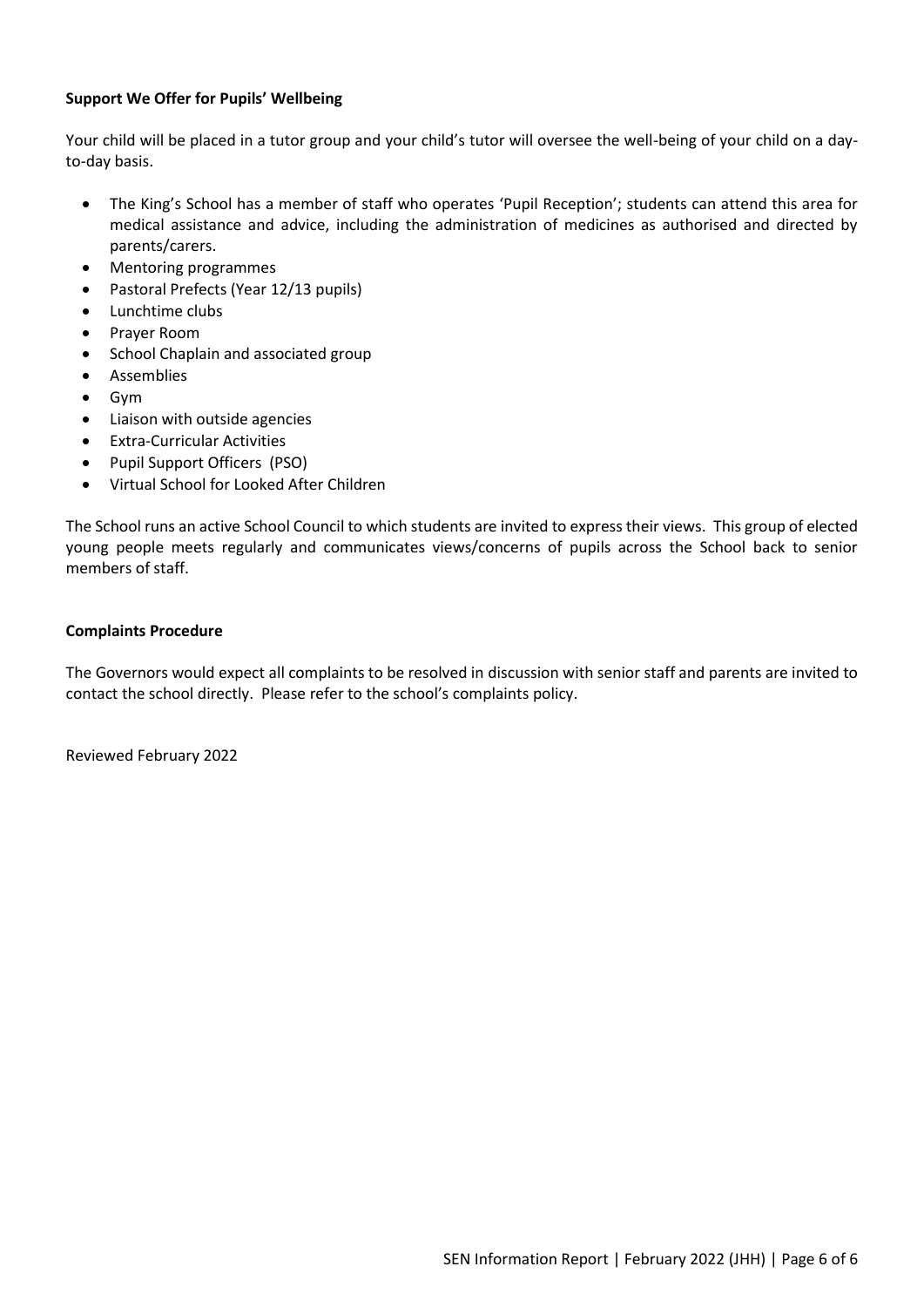**Support We Offer for Pupils' Wellbeing**

Your child will be placed in a tutor group and your child's tutor will oversee the well-being of your child on a day-to-day basis.

- The King's School has a member of staff who operates 'Pupil Reception'; students can attend this area for medical assistance and advice, including the administration of medicines as authorised and directed by parents/carers.
- Mentoring programmes
- Pastoral Prefects (Year 12/13 pupils)
- Lunchtime clubs
- Prayer Room
- School Chaplain and associated group
- Assemblies
- Gym
- Liaison with outside agencies
- Extra-Curricular Activities
- Pupil Support Officers (PSO)
- Virtual School for Looked After Children

The School runs an active School Council to which students are invited to express their views. This group of elected young people meets regularly and communicates views/concerns of pupils across the School back to senior members of staff.

**Complaints Procedure**

The Governors would expect all complaints to be resolved in discussion with senior staff and parents are invited to contact the school directly. Please refer to the school's complaints policy.

Reviewed February 2022